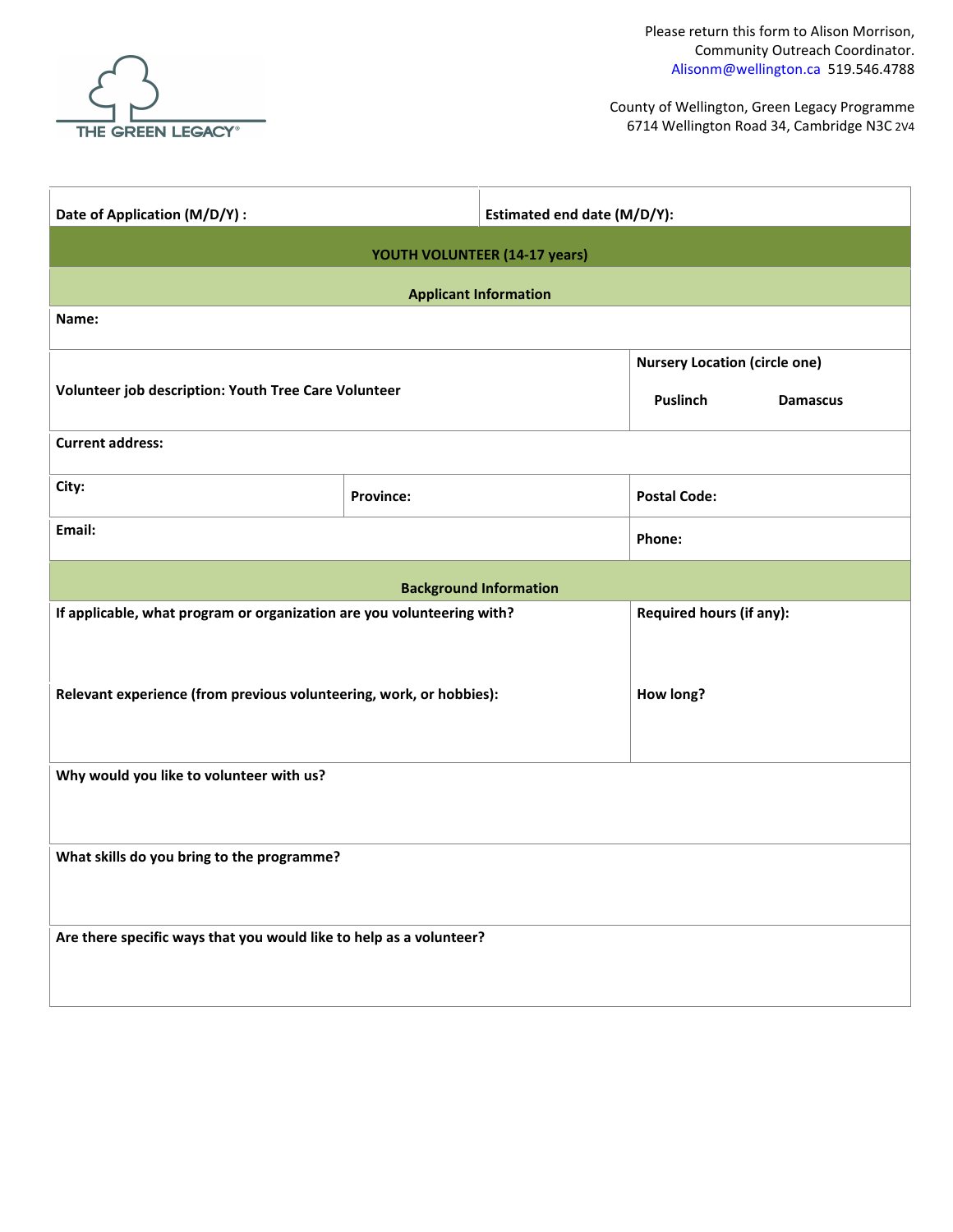THE GREEN LEGACY®

Please return this form to Alison Morrison,
Community Outreach Coordinator.
Alisonm@wellington.ca 519.546.4788

County of Wellington, Green Legacy Programme
6714 Wellington Road 34, Cambridge N3C 2V4

| **Date of Application (M/D/Y) :** | | **Estimated end date (M/D/Y):** |
|---|---|---|
| **YOUTH VOLUNTEER (14-17 years)** | | |
| **Applicant Information** | | |
| **Name:** | | |
| **Volunteer job description: Youth Tree Care Volunteer** | | **Nursery Location (circle one)** **Puslinch** **Damascus** |
| **Current address:** | | |
| **City:** | **Province:** | **Postal Code:** |
| **Email:** | | **Phone:** |
| **Background Information** | | |
| **If applicable, what program or organization are you volunteering with?** | | **Required hours (if any):** |
| **Relevant experience (from previous volunteering, work, or hobbies):** | | **How long?** |
| **Why would you like to volunteer with us?** | | |
| **What skills do you bring to the programme?** | | |
| **Are there specific ways that you would like to help as a volunteer?** | | |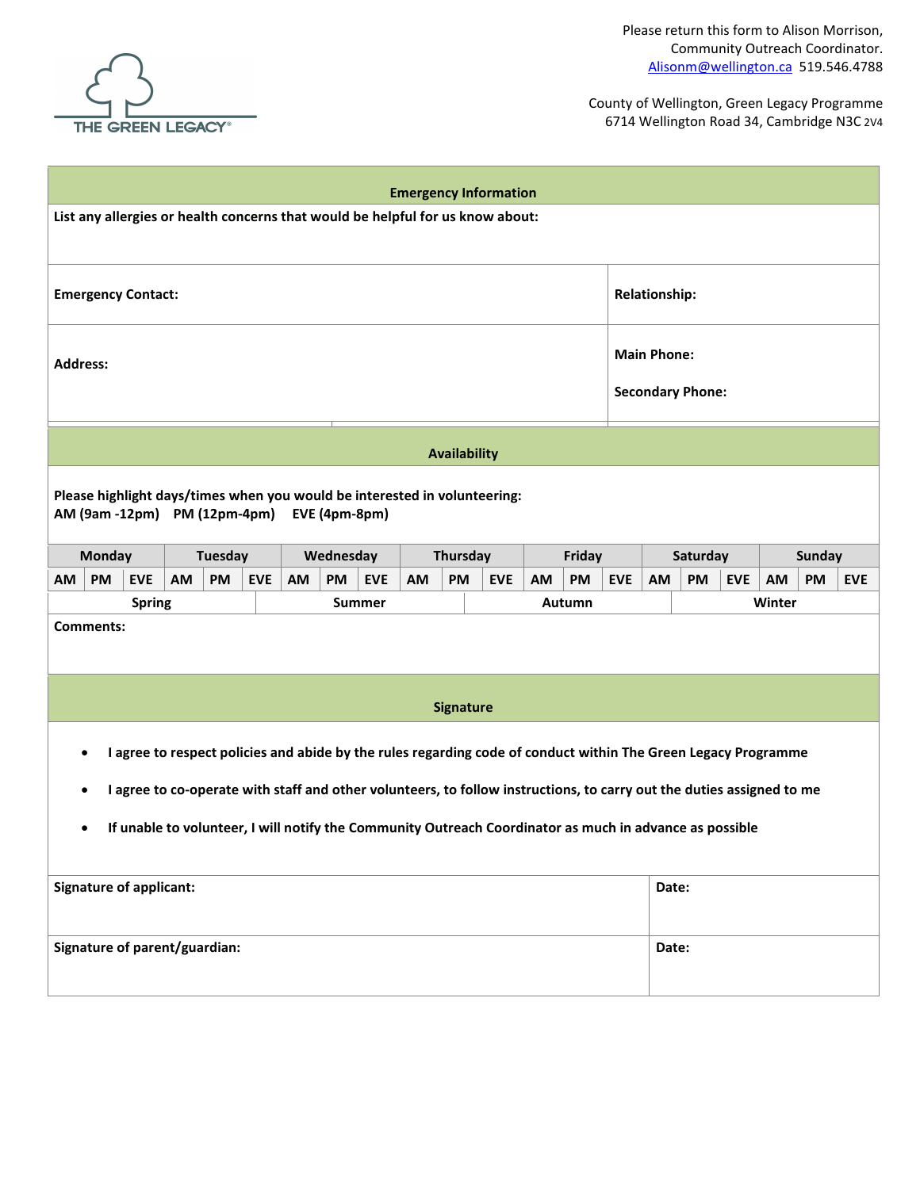Please return this form to Alison Morrison, Community Outreach Coordinator.
Alisonm@wellington.ca 519.546.4788

County of Wellington, Green Legacy Programme
6714 Wellington Road 34, Cambridge N3C 2V4

## Emergency Information

| List any allergies or health concerns that would be helpful for us know about: | |
|---|---|
| **Emergency Contact:** | **Relationship:** |
| **Address:** | **Main Phone:**<br><br>**Secondary Phone:** |

## Availability

**Please highlight days/times when you would be interested in volunteering:**
**AM (9am -12pm) PM (12pm-4pm) EVE (4pm-8pm)**

| Monday | | | Tuesday | | | Wednesday | | | Thursday | | | Friday | | | Saturday | | | Sunday | | |
|---|---|---|---|---|---|---|---|---|---|---|---|---|---|---|---|---|---|---|---|---|
| AM | PM | EVE | AM | PM | EVE | AM | PM | EVE | AM | PM | EVE | AM | PM | EVE | AM | PM | EVE | AM | PM | EVE |

| Spring | Summer | Autumn | Winter |
|---|---|---|---|

**Comments:**

## Signature

- **I agree to respect policies and abide by the rules regarding code of conduct within The Green Legacy Programme**
- **I agree to co-operate with staff and other volunteers, to follow instructions, to carry out the duties assigned to me**
- **If unable to volunteer, I will notify the Community Outreach Coordinator as much in advance as possible**

| Signature of applicant: | Date: |
|---|---|
| **Signature of parent/guardian:** | **Date:** |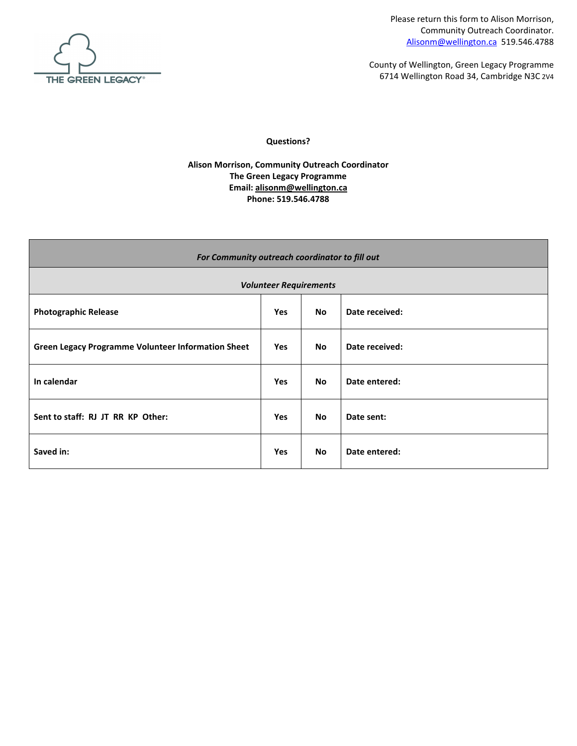Please return this form to Alison Morrison,
Community Outreach Coordinator.
Alisonm@wellington.ca 519.546.4788

County of Wellington, Green Legacy Programme
6714 Wellington Road 34, Cambridge N3C 2V4

**Questions?**

**Alison Morrison, Community Outreach Coordinator**
**The Green Legacy Programme**
**Email: alisonm@wellington.ca**
**Phone: 519.546.4788**

| ***For Community outreach coordinator to fill out*** | | | |
|---|---|---|---|
| ***Volunteer Requirements*** | | | |
| **Photographic Release** | **Yes** | **No** | **Date received:** |
| **Green Legacy Programme Volunteer Information Sheet** | **Yes** | **No** | **Date received:** |
| **In calendar** | **Yes** | **No** | **Date entered:** |
| **Sent to staff: RJ JT RR KP Other:** | **Yes** | **No** | **Date sent:** |
| **Saved in:** | **Yes** | **No** | **Date entered:** |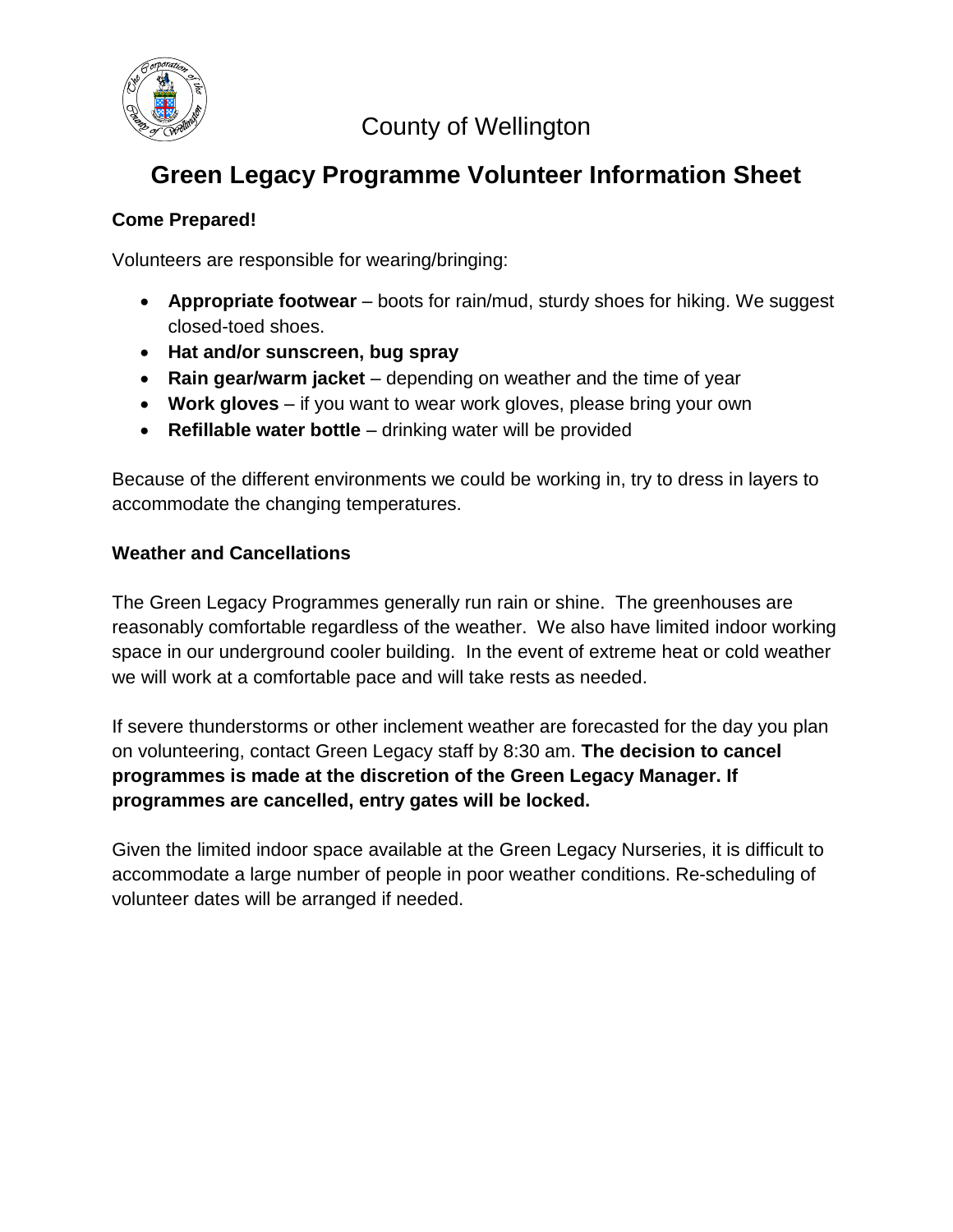County of Wellington

# Green Legacy Programme Volunteer Information Sheet

**Come Prepared!**

Volunteers are responsible for wearing/bringing:

- **Appropriate footwear** – boots for rain/mud, sturdy shoes for hiking. We suggest closed-toed shoes.
- **Hat and/or sunscreen, bug spray**
- **Rain gear/warm jacket** – depending on weather and the time of year
- **Work gloves** – if you want to wear work gloves, please bring your own
- **Refillable water bottle** – drinking water will be provided

Because of the different environments we could be working in, try to dress in layers to accommodate the changing temperatures.

**Weather and Cancellations**

The Green Legacy Programmes generally run rain or shine. The greenhouses are reasonably comfortable regardless of the weather. We also have limited indoor working space in our underground cooler building. In the event of extreme heat or cold weather we will work at a comfortable pace and will take rests as needed.

If severe thunderstorms or other inclement weather are forecasted for the day you plan on volunteering, contact Green Legacy staff by 8:30 am. **The decision to cancel programmes is made at the discretion of the Green Legacy Manager. If programmes are cancelled, entry gates will be locked.**

Given the limited indoor space available at the Green Legacy Nurseries, it is difficult to accommodate a large number of people in poor weather conditions. Re-scheduling of volunteer dates will be arranged if needed.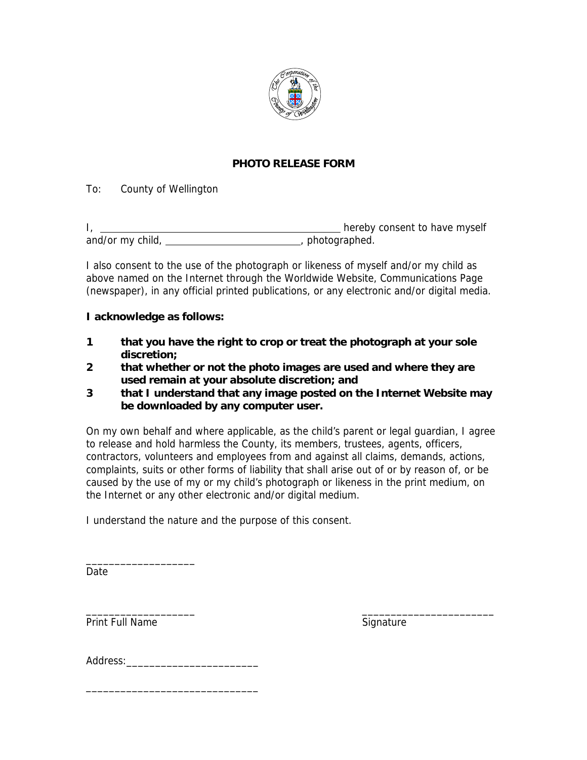**PHOTO RELEASE FORM**

To: County of Wellington

I, ________________________________________ hereby consent to have myself and/or my child, ______________________, photographed.

I also consent to the use of the photograph or likeness of myself and/or my child as above named on the Internet through the Worldwide Website, Communications Page (newspaper), in any official printed publications, or any electronic and/or digital media.

**I acknowledge as follows:**

1. **that you have the right to crop or treat the photograph at your sole discretion;**
2. **that whether or not the photo images are used and where they are used remain at your absolute discretion; and**
3. **that I understand that any image posted on the Internet Website may be downloaded by any computer user.**

On my own behalf and where applicable, as the child's parent or legal guardian, I agree to release and hold harmless the County, its members, trustees, agents, officers, contractors, volunteers and employees from and against all claims, demands, actions, complaints, suits or other forms of liability that shall arise out of or by reason of, or be caused by the use of my or my child's photograph or likeness in the print medium, on the Internet or any other electronic and/or digital medium.

I understand the nature and the purpose of this consent.

___________________
Date

___________________ ______________________
Print Full Name Signature

Address:______________________

______________________________